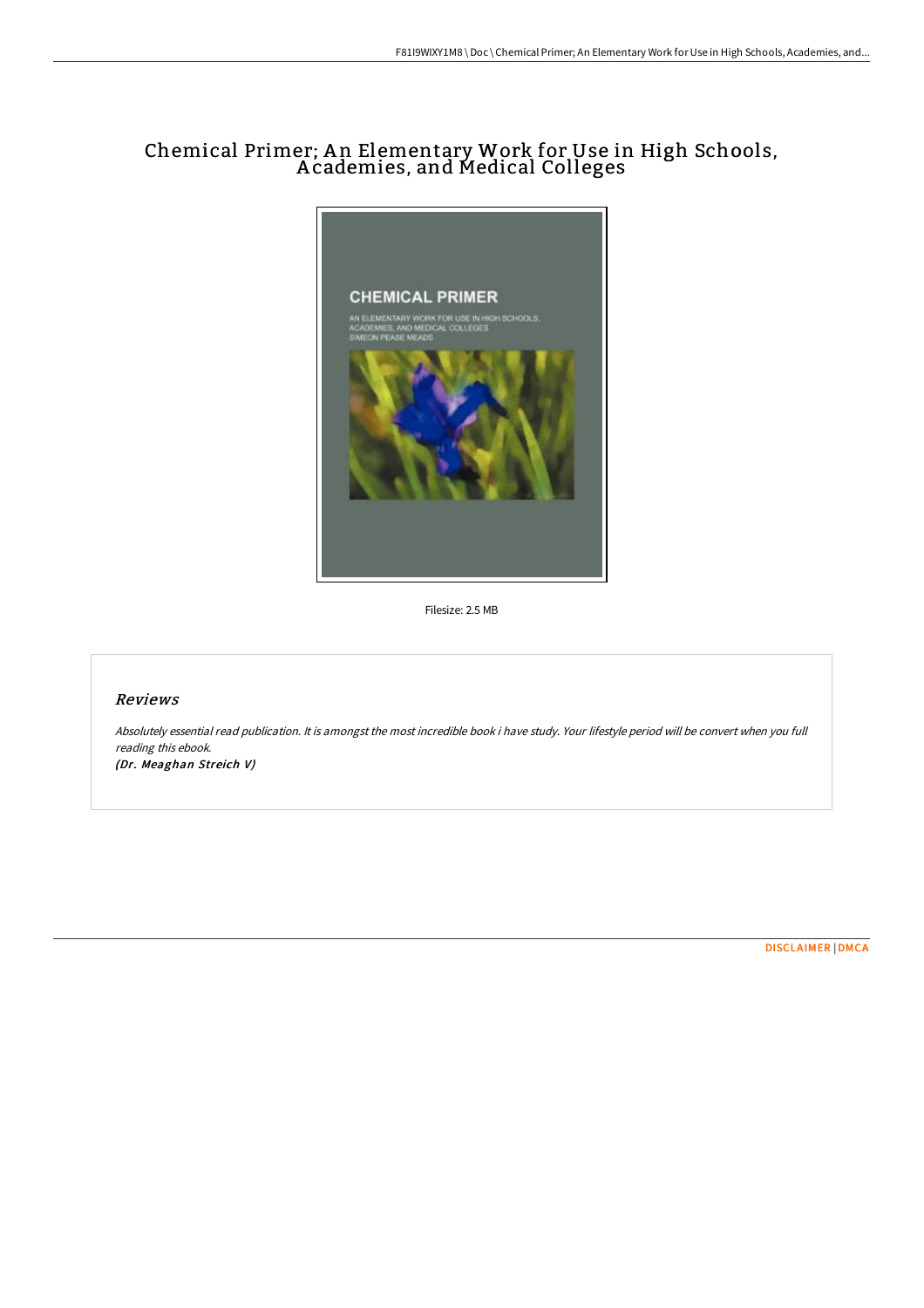# Chemical Primer; An Elementary Work for Use in High Schools, Academies, and Medical Colleges

Filesize: 2.5 MB

## *Reviews*

*Absolutely essential read publication. It is amongst the most incredible book i have study. Your lifestyle period will be convert when you full reading this ebook.*
***(Dr. Meaghan Streich V)***

DISCLAIMER | DMCA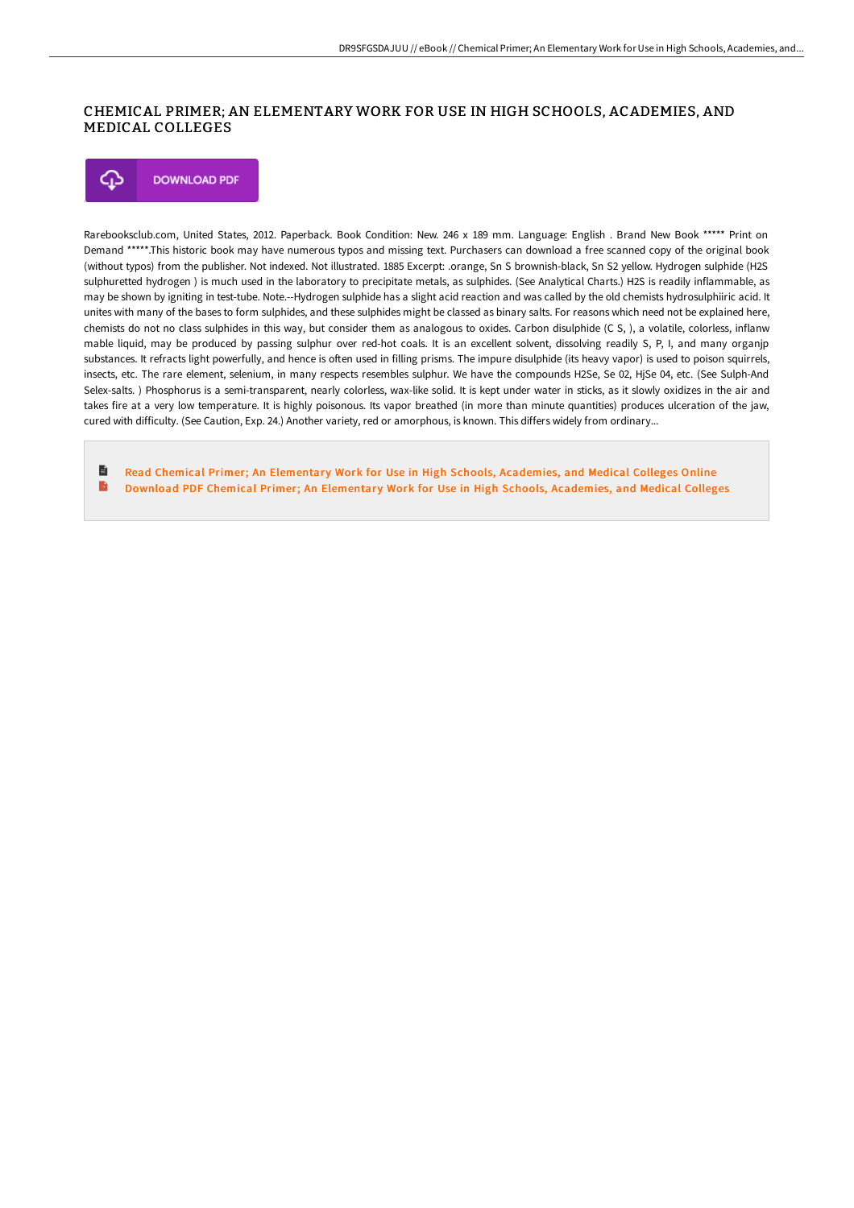# CHEMICAL PRIMER; AN ELEMENTARY WORK FOR USE IN HIGH SCHOOLS, ACADEMIES, AND MEDICAL COLLEGES

DOWNLOAD PDF

Rarebooksclub.com, United States, 2012. Paperback. Book Condition: New. 246 x 189 mm. Language: English . Brand New Book ***** Print on Demand *****.This historic book may have numerous typos and missing text. Purchasers can download a free scanned copy of the original book (without typos) from the publisher. Not indexed. Not illustrated. 1885 Excerpt: .orange, Sn S brownish-black, Sn S2 yellow. Hydrogen sulphide (H2S sulphuretted hydrogen ) is much used in the laboratory to precipitate metals, as sulphides. (See Analytical Charts.) H2S is readily inflammable, as may be shown by igniting in test-tube. Note.--Hydrogen sulphide has a slight acid reaction and was called by the old chemists hydrosulphiiric acid. It unites with many of the bases to form sulphides, and these sulphides might be classed as binary salts. For reasons which need not be explained here, chemists do not no class sulphides in this way, but consider them as analogous to oxides. Carbon disulphide (C S, ), a volatile, colorless, inflanw mable liquid, may be produced by passing sulphur over red-hot coals. It is an excellent solvent, dissolving readily S, P, I, and many organjp substances. It refracts light powerfully, and hence is often used in filling prisms. The impure disulphide (its heavy vapor) is used to poison squirrels, insects, etc. The rare element, selenium, in many respects resembles sulphur. We have the compounds H2Se, Se 02, HjSe 04, etc. (See Sulph-And Selex-salts. ) Phosphorus is a semi-transparent, nearly colorless, wax-like solid. It is kept under water in sticks, as it slowly oxidizes in the air and takes fire at a very low temperature. It is highly poisonous. Its vapor breathed (in more than minute quantities) produces ulceration of the jaw, cured with difficulty. (See Caution, Exp. 24.) Another variety, red or amorphous, is known. This differs widely from ordinary...

- Read Chemical Primer; An Elementary Work for Use in High Schools, Academies, and Medical Colleges Online
- Download PDF Chemical Primer; An Elementary Work for Use in High Schools, Academies, and Medical Colleges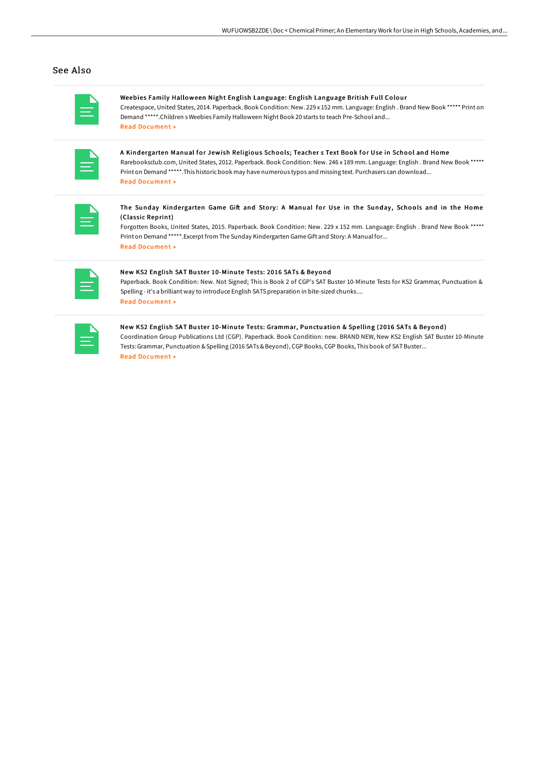## See Also

### Weebies Family Halloween Night English Language: English Language British Full Colour

Createspace, United States, 2014. Paperback. Book Condition: New. 229 x 152 mm. Language: English . Brand New Book ***** Print on Demand *****.Children s Weebies Family Halloween Night Book 20 starts to teach Pre-School and...

Read Document »

### A Kindergarten Manual for Jewish Religious Schools; Teacher s Text Book for Use in School and Home

Rarebooksclub.com, United States, 2012. Paperback. Book Condition: New. 246 x 189 mm. Language: English . Brand New Book ***** Print on Demand *****.This historic book may have numerous typos and missing text. Purchasers can download...

Read Document »

### The Sunday Kindergarten Game Gift and Story: A Manual for Use in the Sunday, Schools and in the Home (Classic Reprint)

Forgotten Books, United States, 2015. Paperback. Book Condition: New. 229 x 152 mm. Language: English . Brand New Book ***** Print on Demand *****.Excerpt from The Sunday Kindergarten Game Gift and Story: A Manual for...

Read Document »

### New KS2 English SAT Buster 10-Minute Tests: 2016 SATs & Beyond

Paperback. Book Condition: New. Not Signed; This is Book 2 of CGP's SAT Buster 10-Minute Tests for KS2 Grammar, Punctuation & Spelling - it's a brilliant way to introduce English SATS preparation in bite-sized chunks....

Read Document »

### New KS2 English SAT Buster 10-Minute Tests: Grammar, Punctuation & Spelling (2016 SATs & Beyond)

Coordination Group Publications Ltd (CGP). Paperback. Book Condition: new. BRAND NEW, New KS2 English SAT Buster 10-Minute Tests: Grammar, Punctuation & Spelling (2016 SATs & Beyond), CGP Books, CGP Books, This book of SAT Buster...

Read Document »